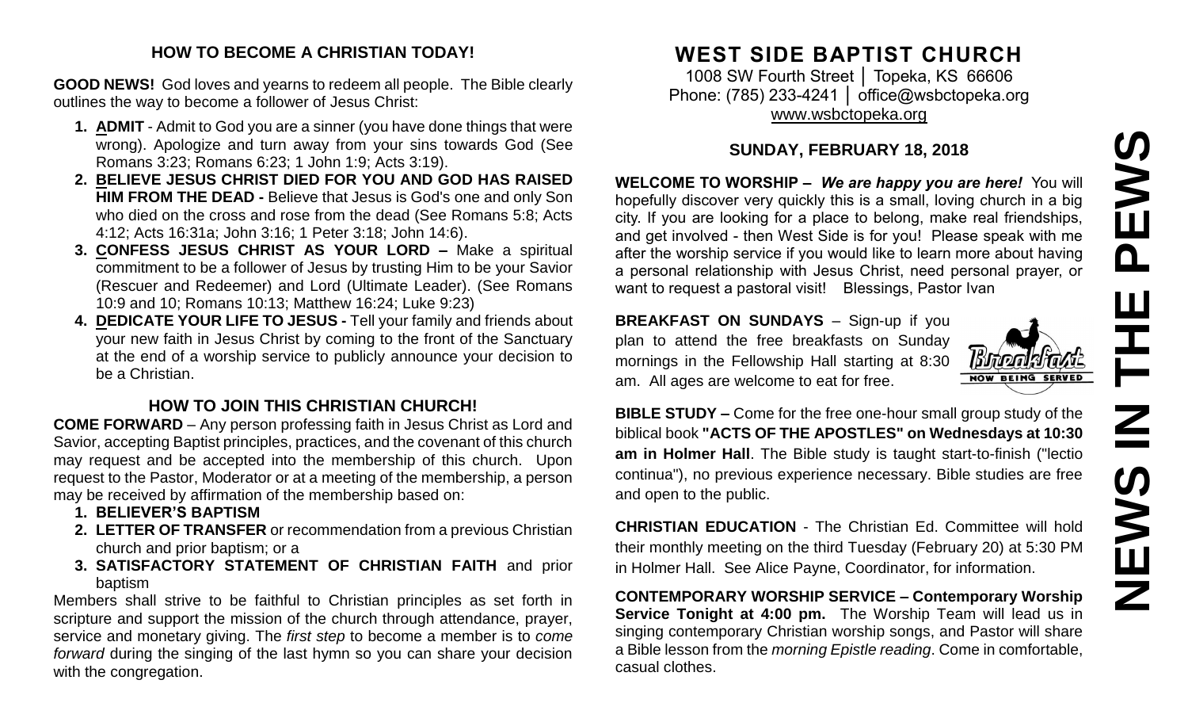## HOW TO BECOME A CHRISTIAN TODAY!

**GOOD NEWS!** God loves and yearns to redeem all people. The Bible clearly outlines the way to become a follower of Jesus Christ:

1. **ADMIT** - Admit to God you are a sinner (you have done things that were wrong). Apologize and turn away from your sins towards God (See Romans 3:23; Romans 6:23; 1 John 1:9; Acts 3:19).
2. **BELIEVE JESUS CHRIST DIED FOR YOU AND GOD HAS RAISED HIM FROM THE DEAD -** Believe that Jesus is God's one and only Son who died on the cross and rose from the dead (See Romans 5:8; Acts 4:12; Acts 16:31a; John 3:16; 1 Peter 3:18; John 14:6).
3. **CONFESS JESUS CHRIST AS YOUR LORD –** Make a spiritual commitment to be a follower of Jesus by trusting Him to be your Savior (Rescuer and Redeemer) and Lord (Ultimate Leader). (See Romans 10:9 and 10; Romans 10:13; Matthew 16:24; Luke 9:23)
4. **DEDICATE YOUR LIFE TO JESUS -** Tell your family and friends about your new faith in Jesus Christ by coming to the front of the Sanctuary at the end of a worship service to publicly announce your decision to be a Christian.

## HOW TO JOIN THIS CHRISTIAN CHURCH!

**COME FORWARD** – Any person professing faith in Jesus Christ as Lord and Savior, accepting Baptist principles, practices, and the covenant of this church may request and be accepted into the membership of this church. Upon request to the Pastor, Moderator or at a meeting of the membership, a person may be received by affirmation of the membership based on:

1. **BELIEVER'S BAPTISM**
2. **LETTER OF TRANSFER** or recommendation from a previous Christian church and prior baptism; or a
3. **SATISFACTORY STATEMENT OF CHRISTIAN FAITH** and prior baptism

Members shall strive to be faithful to Christian principles as set forth in scripture and support the mission of the church through attendance, prayer, service and monetary giving. The *first step* to become a member is to *come forward* during the singing of the last hymn so you can share your decision with the congregation.

# WEST SIDE BAPTIST CHURCH

1008 SW Fourth Street │ Topeka, KS 66606
Phone: (785) 233-4241 │ office@wsbctopeka.org
www.wsbctopeka.org

### SUNDAY, FEBRUARY 18, 2018

**WELCOME TO WORSHIP –** ***We are happy you are here!*** You will hopefully discover very quickly this is a small, loving church in a big city. If you are looking for a place to belong, make real friendships, and get involved - then West Side is for you! Please speak with me after the worship service if you would like to learn more about having a personal relationship with Jesus Christ, need personal prayer, or want to request a pastoral visit! Blessings, Pastor Ivan

**BREAKFAST ON SUNDAYS** – Sign-up if you plan to attend the free breakfasts on Sunday mornings in the Fellowship Hall starting at 8:30 am. All ages are welcome to eat for free.

**BIBLE STUDY –** Come for the free one-hour small group study of the biblical book **"ACTS OF THE APOSTLES" on Wednesdays at 10:30 am in Holmer Hall**. The Bible study is taught start-to-finish ("lectio continua"), no previous experience necessary. Bible studies are free and open to the public.

**CHRISTIAN EDUCATION** - The Christian Ed. Committee will hold their monthly meeting on the third Tuesday (February 20) at 5:30 PM in Holmer Hall. See Alice Payne, Coordinator, for information.

**CONTEMPORARY WORSHIP SERVICE – Contemporary Worship Service Tonight at 4:00 pm.** The Worship Team will lead us in singing contemporary Christian worship songs, and Pastor will share a Bible lesson from the *morning Epistle reading*. Come in comfortable, casual clothes.

# NEWS IN THE PEWS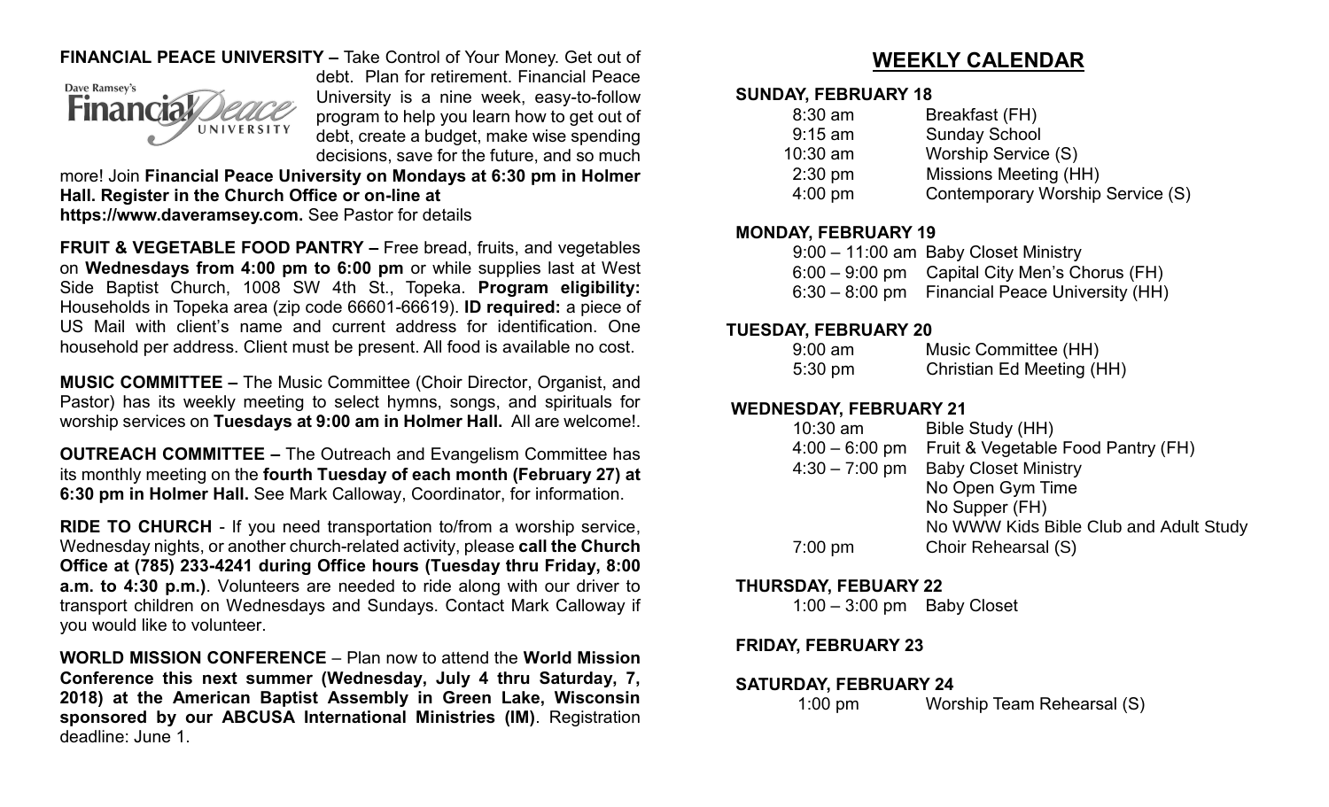**FINANCIAL PEACE UNIVERSITY –** Take Control of Your Money. Get out of debt. Plan for retirement. Financial Peace University is a nine week, easy-to-follow program to help you learn how to get out of debt, create a budget, make wise spending decisions, save for the future, and so much more! Join **Financial Peace University on Mondays at 6:30 pm in Holmer Hall. Register in the Church Office or on-line at https://www.daveramsey.com.** See Pastor for details

**FRUIT & VEGETABLE FOOD PANTRY –** Free bread, fruits, and vegetables on **Wednesdays from 4:00 pm to 6:00 pm** or while supplies last at West Side Baptist Church, 1008 SW 4th St., Topeka. **Program eligibility:** Households in Topeka area (zip code 66601-66619). **ID required:** a piece of US Mail with client's name and current address for identification. One household per address. Client must be present. All food is available no cost.

**MUSIC COMMITTEE –** The Music Committee (Choir Director, Organist, and Pastor) has its weekly meeting to select hymns, songs, and spirituals for worship services on **Tuesdays at 9:00 am in Holmer Hall.** All are welcome!.

**OUTREACH COMMITTEE –** The Outreach and Evangelism Committee has its monthly meeting on the **fourth Tuesday of each month (February 27) at 6:30 pm in Holmer Hall.** See Mark Calloway, Coordinator, for information.

**RIDE TO CHURCH** - If you need transportation to/from a worship service, Wednesday nights, or another church-related activity, please **call the Church Office at (785) 233-4241 during Office hours (Tuesday thru Friday, 8:00 a.m. to 4:30 p.m.)**. Volunteers are needed to ride along with our driver to transport children on Wednesdays and Sundays. Contact Mark Calloway if you would like to volunteer.

**WORLD MISSION CONFERENCE** – Plan now to attend the **World Mission Conference this next summer (Wednesday, July 4 thru Saturday, 7, 2018) at the American Baptist Assembly in Green Lake, Wisconsin sponsored by our ABCUSA International Ministries (IM)**. Registration deadline: June 1.

## WEEKLY CALENDAR

**SUNDAY, FEBRUARY 18**

| | |
|---|---|
| 8:30 am | Breakfast (FH) |
| 9:15 am | Sunday School |
| 10:30 am | Worship Service (S) |
| 2:30 pm | Missions Meeting (HH) |
| 4:00 pm | Contemporary Worship Service (S) |

**MONDAY, FEBRUARY 19**

| | |
|---|---|
| 9:00 – 11:00 am | Baby Closet Ministry |
| 6:00 – 9:00 pm | Capital City Men's Chorus (FH) |
| 6:30 – 8:00 pm | Financial Peace University (HH) |

**TUESDAY, FEBRUARY 20**

| | |
|---|---|
| 9:00 am | Music Committee (HH) |
| 5:30 pm | Christian Ed Meeting (HH) |

**WEDNESDAY, FEBRUARY 21**

| | |
|---|---|
| 10:30 am | Bible Study (HH) |
| 4:00 – 6:00 pm | Fruit & Vegetable Food Pantry (FH) |
| 4:30 – 7:00 pm | Baby Closet Ministry |
| | No Open Gym Time |
| | No Supper (FH) |
| | No WWW Kids Bible Club and Adult Study |
| 7:00 pm | Choir Rehearsal (S) |

**THURSDAY, FEBUARY 22**

| | |
|---|---|
| 1:00 – 3:00 pm | Baby Closet |

**FRIDAY, FEBRUARY 23**

**SATURDAY, FEBRUARY 24**

| | |
|---|---|
| 1:00 pm | Worship Team Rehearsal (S) |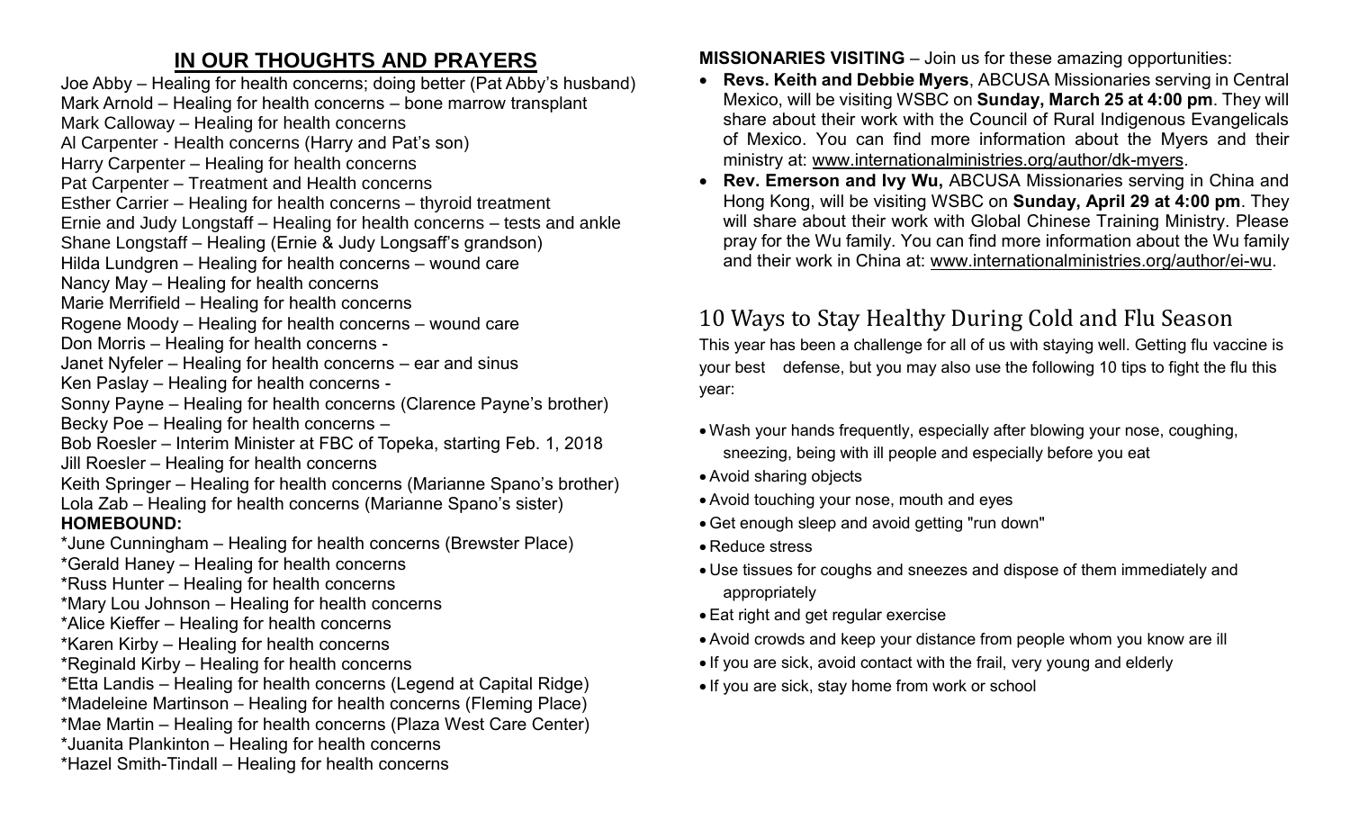## IN OUR THOUGHTS AND PRAYERS

Joe Abby – Healing for health concerns; doing better (Pat Abby's husband)
Mark Arnold – Healing for health concerns – bone marrow transplant
Mark Calloway – Healing for health concerns
Al Carpenter - Health concerns (Harry and Pat's son)
Harry Carpenter – Healing for health concerns
Pat Carpenter – Treatment and Health concerns
Esther Carrier – Healing for health concerns – thyroid treatment
Ernie and Judy Longstaff – Healing for health concerns – tests and ankle
Shane Longstaff – Healing (Ernie & Judy Longsaff's grandson)
Hilda Lundgren – Healing for health concerns – wound care
Nancy May – Healing for health concerns
Marie Merrifield – Healing for health concerns
Rogene Moody – Healing for health concerns – wound care
Don Morris – Healing for health concerns -
Janet Nyfeler – Healing for health concerns – ear and sinus
Ken Paslay – Healing for health concerns -
Sonny Payne – Healing for health concerns (Clarence Payne's brother)
Becky Poe – Healing for health concerns –
Bob Roesler – Interim Minister at FBC of Topeka, starting Feb. 1, 2018
Jill Roesler – Healing for health concerns
Keith Springer – Healing for health concerns (Marianne Spano's brother)
Lola Zab – Healing for health concerns (Marianne Spano's sister)

**HOMEBOUND:**

*June Cunningham – Healing for health concerns (Brewster Place)
*Gerald Haney – Healing for health concerns
*Russ Hunter – Healing for health concerns
*Mary Lou Johnson – Healing for health concerns
*Alice Kieffer – Healing for health concerns
*Karen Kirby – Healing for health concerns
*Reginald Kirby – Healing for health concerns
*Etta Landis – Healing for health concerns (Legend at Capital Ridge)
*Madeleine Martinson – Healing for health concerns (Fleming Place)
*Mae Martin – Healing for health concerns (Plaza West Care Center)
*Juanita Plankinton – Healing for health concerns
*Hazel Smith-Tindall – Healing for health concerns

**MISSIONARIES VISITING** – Join us for these amazing opportunities:

- **Revs. Keith and Debbie Myers**, ABCUSA Missionaries serving in Central Mexico, will be visiting WSBC on **Sunday, March 25 at 4:00 pm**. They will share about their work with the Council of Rural Indigenous Evangelicals of Mexico. You can find more information about the Myers and their ministry at: www.internationalministries.org/author/dk-myers.
- **Rev. Emerson and Ivy Wu,** ABCUSA Missionaries serving in China and Hong Kong, will be visiting WSBC on **Sunday, April 29 at 4:00 pm**. They will share about their work with Global Chinese Training Ministry. Please pray for the Wu family. You can find more information about the Wu family and their work in China at: www.internationalministries.org/author/ei-wu.

## 10 Ways to Stay Healthy During Cold and Flu Season

This year has been a challenge for all of us with staying well. Getting flu vaccine is your best defense, but you may also use the following 10 tips to fight the flu this year:

- Wash your hands frequently, especially after blowing your nose, coughing, sneezing, being with ill people and especially before you eat
- Avoid sharing objects
- Avoid touching your nose, mouth and eyes
- Get enough sleep and avoid getting "run down"
- Reduce stress
- Use tissues for coughs and sneezes and dispose of them immediately and appropriately
- Eat right and get regular exercise
- Avoid crowds and keep your distance from people whom you know are ill
- If you are sick, avoid contact with the frail, very young and elderly
- If you are sick, stay home from work or school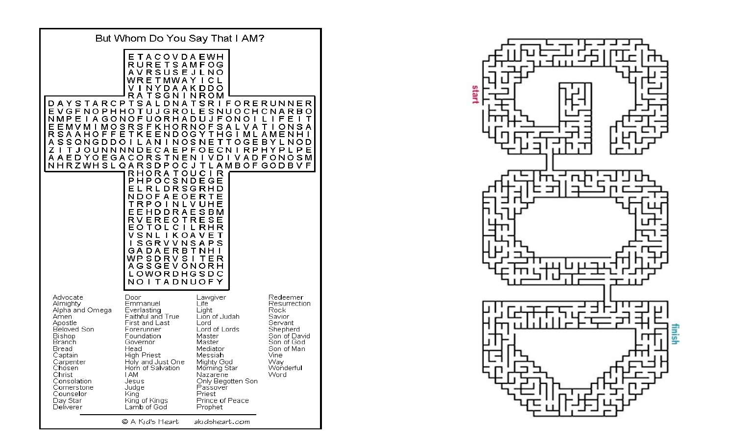# But Whom Do You Say That I AM?

```
                    ETACOVDAEWH
                    RURETSAMFOG
                    AVRSUSEJLNO
                    WRETMWAYICL
                    VINYDAAKDDO
                    RATSGNINROM
DAYSTARCPTSALDNATSRIFORERUNNER
EVGFNOPHHOTUJGROLESNUOCHCNARBO
NMPEIAGONOFUORHADUJFONOILIFEIT
EEMVMIMOSRSFKHORNOFSALVATIONSA
RSAAHOFFETKEENDOGYTHGIMLAMENHI
ASSQNGDDOILANINOSNETTOGEBYLNOD
ZITJOUNNNNDECAEPFOECNIRPHYPLPE
AAEDYOEGACORSTNENIVDIVADFONOSM
NHRZWHSLQARSDPOCJTLAMBOFGODBVF
                    RHORATOUCIR
                    PHPOCSNDEGE
                    ELRLDRSGRHD
                    NDOFAEOERTE
                    TRPOINLVUHE
                    EEHDDRAESBM
                    RVEREOTRESE
                    EOTOLCILRHR
                    VSNLIKOAVET
                    ISGRVVNSAPS
                    GADAERBTNHI
                    WPSDRVSITER
                    AGSGEVONORH
                    LOWORDHGSDC
                    NOITADNUOFY
```

Advocate
Almighty
Alpha and Omega
Amen
Apostle
Beloved Son
Bishop
Branch
Bread
Captain
Carpenter
Chosen
Christ
Consolation
Cornerstone
Counselor
Day Star
Deliverer
Door
Emmanuel
Everlasting
Faithful and True
First and Last
Forerunner
Foundation
Governor
Head
High Priest
Holy and Just One
Horn of Salvation
I AM
Jesus
Judge
King
King of Kings
Lamb of God
Lawgiver
Life
Light
Lion of Judah
Lord
Lord of Lords
Master
Master
Mediator
Messiah
Mighty God
Morning Star
Nazarene
Only Begotten Son
Passover
Priest
Prince of Peace
Prophet
Redeemer
Resurrection
Rock
Savior
Servant
Shepherd
Son of David
Son of God
Son of Man
Vine
Way
Wonderful
Word

© A Kid's Heart akidsheart.com

start

finish